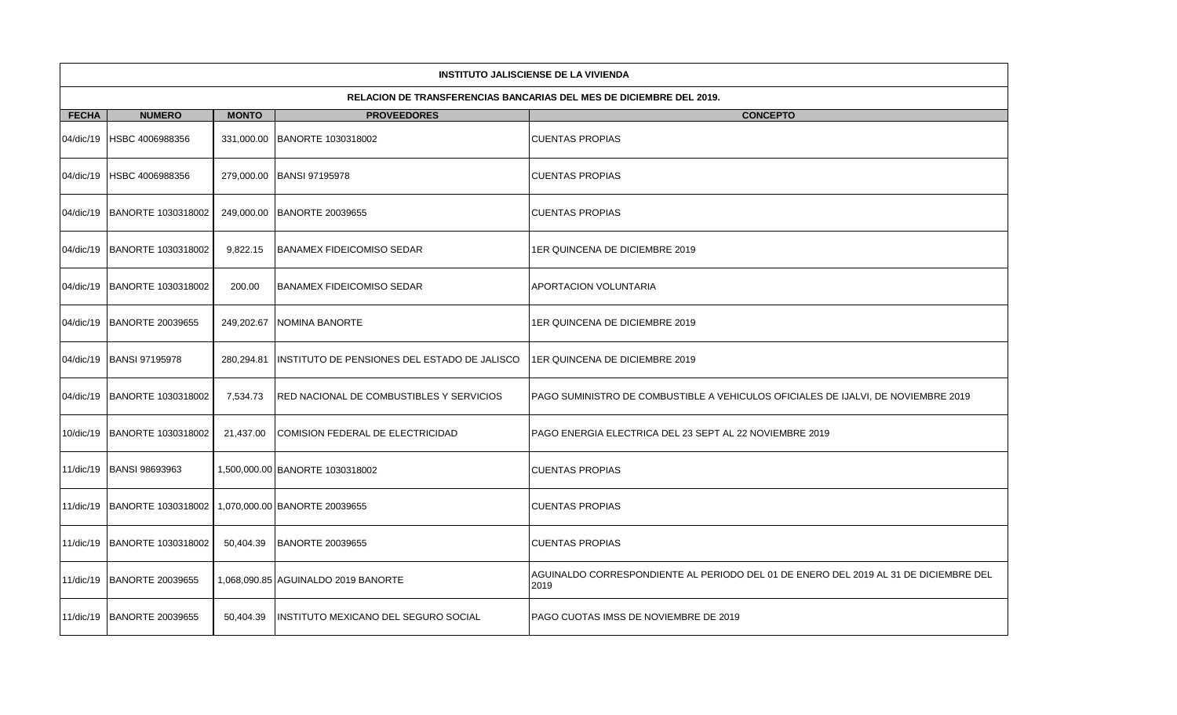**INSTITUTO JALISCIENSE DE LA VIVIENDA**

**RELACION DE TRANSFERENCIAS BANCARIAS DEL MES DE DICIEMBRE DEL 2019.**

| FECHA | NUMERO | MONTO | PROVEEDORES | CONCEPTO |
|---|---|---|---|---|
| 04/dic/19 | HSBC 4006988356 | 331,000.00 | BANORTE 1030318002 | CUENTAS PROPIAS |
| 04/dic/19 | HSBC 4006988356 | 279,000.00 | BANSI 97195978 | CUENTAS PROPIAS |
| 04/dic/19 | BANORTE 1030318002 | 249,000.00 | BANORTE 20039655 | CUENTAS PROPIAS |
| 04/dic/19 | BANORTE 1030318002 | 9,822.15 | BANAMEX FIDEICOMISO SEDAR | 1ER QUINCENA DE DICIEMBRE 2019 |
| 04/dic/19 | BANORTE 1030318002 | 200.00 | BANAMEX FIDEICOMISO SEDAR | APORTACION VOLUNTARIA |
| 04/dic/19 | BANORTE 20039655 | 249,202.67 | NOMINA BANORTE | 1ER QUINCENA DE DICIEMBRE 2019 |
| 04/dic/19 | BANSI 97195978 | 280,294.81 | INSTITUTO DE PENSIONES DEL ESTADO DE JALISCO | 1ER QUINCENA DE DICIEMBRE 2019 |
| 04/dic/19 | BANORTE 1030318002 | 7,534.73 | RED NACIONAL DE COMBUSTIBLES Y SERVICIOS | PAGO SUMINISTRO DE COMBUSTIBLE A VEHICULOS OFICIALES DE IJALVI, DE NOVIEMBRE 2019 |
| 10/dic/19 | BANORTE 1030318002 | 21,437.00 | COMISION FEDERAL DE ELECTRICIDAD | PAGO ENERGIA ELECTRICA DEL 23 SEPT AL 22 NOVIEMBRE 2019 |
| 11/dic/19 | BANSI 98693963 | 1,500,000.00 | BANORTE 1030318002 | CUENTAS PROPIAS |
| 11/dic/19 | BANORTE 1030318002 | 1,070,000.00 | BANORTE 20039655 | CUENTAS PROPIAS |
| 11/dic/19 | BANORTE 1030318002 | 50,404.39 | BANORTE 20039655 | CUENTAS PROPIAS |
| 11/dic/19 | BANORTE 20039655 | 1,068,090.85 | AGUINALDO 2019 BANORTE | AGUINALDO CORRESPONDIENTE AL PERIODO DEL 01 DE ENERO DEL 2019 AL 31 DE DICIEMBRE DEL 2019 |
| 11/dic/19 | BANORTE 20039655 | 50,404.39 | INSTITUTO MEXICANO DEL SEGURO SOCIAL | PAGO CUOTAS IMSS DE NOVIEMBRE DE 2019 |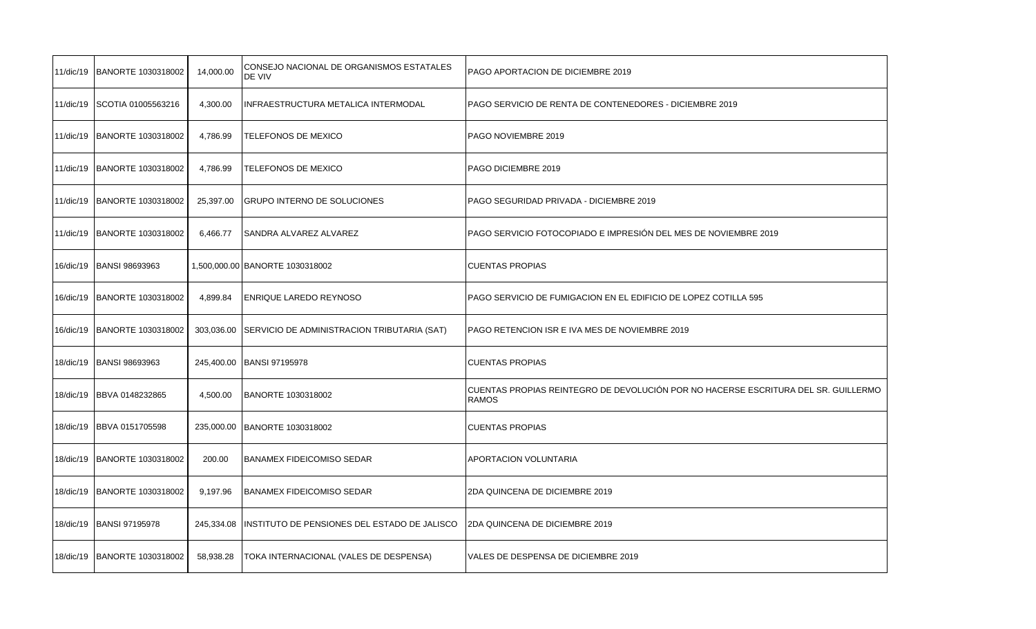| | | | | |
|---|---|---|---|---|
| 11/dic/19 | BANORTE 1030318002 | 14,000.00 | CONSEJO NACIONAL DE ORGANISMOS ESTATALES DE VIV | PAGO APORTACION DE DICIEMBRE 2019 |
| 11/dic/19 | SCOTIA 01005563216 | 4,300.00 | INFRAESTRUCTURA METALICA INTERMODAL | PAGO SERVICIO DE RENTA DE CONTENEDORES - DICIEMBRE 2019 |
| 11/dic/19 | BANORTE 1030318002 | 4,786.99 | TELEFONOS DE MEXICO | PAGO NOVIEMBRE 2019 |
| 11/dic/19 | BANORTE 1030318002 | 4,786.99 | TELEFONOS DE MEXICO | PAGO DICIEMBRE 2019 |
| 11/dic/19 | BANORTE 1030318002 | 25,397.00 | GRUPO INTERNO DE SOLUCIONES | PAGO SEGURIDAD PRIVADA - DICIEMBRE 2019 |
| 11/dic/19 | BANORTE 1030318002 | 6,466.77 | SANDRA ALVAREZ ALVAREZ | PAGO SERVICIO FOTOCOPIADO E IMPRESIÓN DEL MES DE NOVIEMBRE 2019 |
| 16/dic/19 | BANSI 98693963 | 1,500,000.00 | BANORTE 1030318002 | CUENTAS PROPIAS |
| 16/dic/19 | BANORTE 1030318002 | 4,899.84 | ENRIQUE LAREDO REYNOSO | PAGO SERVICIO DE FUMIGACION EN EL EDIFICIO DE LOPEZ COTILLA 595 |
| 16/dic/19 | BANORTE 1030318002 | 303,036.00 | SERVICIO DE ADMINISTRACION TRIBUTARIA (SAT) | PAGO RETENCION ISR E IVA MES DE NOVIEMBRE 2019 |
| 18/dic/19 | BANSI 98693963 | 245,400.00 | BANSI 97195978 | CUENTAS PROPIAS |
| 18/dic/19 | BBVA 0148232865 | 4,500.00 | BANORTE 1030318002 | CUENTAS PROPIAS REINTEGRO DE DEVOLUCIÓN POR NO HACERSE ESCRITURA DEL SR. GUILLERMO RAMOS |
| 18/dic/19 | BBVA 0151705598 | 235,000.00 | BANORTE 1030318002 | CUENTAS PROPIAS |
| 18/dic/19 | BANORTE 1030318002 | 200.00 | BANAMEX FIDEICOMISO SEDAR | APORTACION VOLUNTARIA |
| 18/dic/19 | BANORTE 1030318002 | 9,197.96 | BANAMEX FIDEICOMISO SEDAR | 2DA QUINCENA DE DICIEMBRE 2019 |
| 18/dic/19 | BANSI 97195978 | 245,334.08 | INSTITUTO DE PENSIONES DEL ESTADO DE JALISCO | 2DA QUINCENA DE DICIEMBRE 2019 |
| 18/dic/19 | BANORTE 1030318002 | 58,938.28 | TOKA INTERNACIONAL (VALES DE DESPENSA) | VALES DE DESPENSA DE DICIEMBRE 2019 |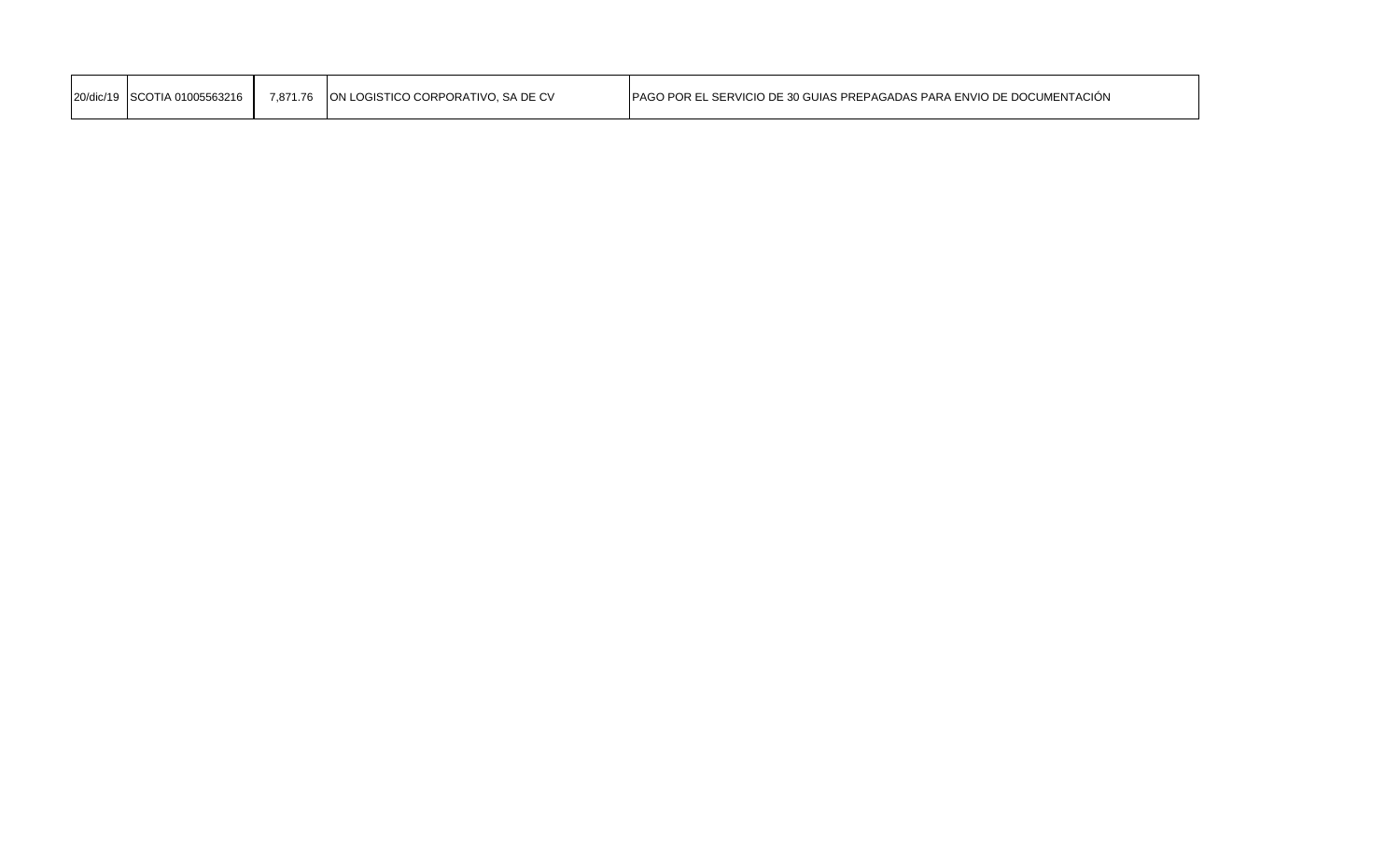| | | | | |
|---|---|---|---|---|
| 20/dic/19 | SCOTIA 01005563216 | 7,871.76 | ON LOGISTICO CORPORATIVO, SA DE CV | PAGO POR EL SERVICIO DE 30 GUIAS PREPAGADAS PARA ENVIO DE DOCUMENTACIÓN |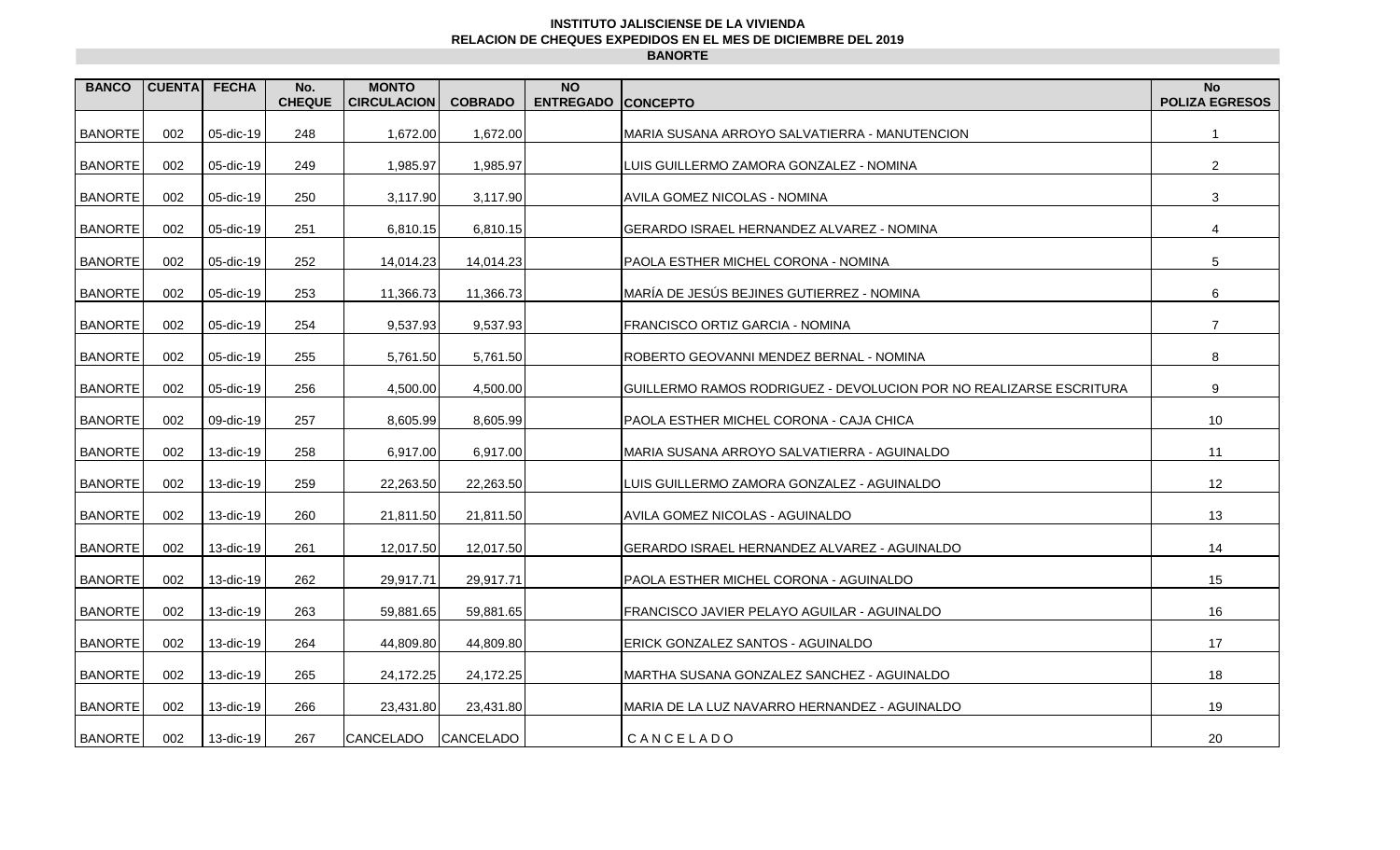**INSTITUTO JALISCIENSE DE LA VIVIENDA**
**RELACION DE CHEQUES EXPEDIDOS EN EL MES DE DICIEMBRE DEL 2019**
**BANORTE**

| BANCO | CUENTA | FECHA | No. CHEQUE | MONTO CIRCULACION | COBRADO | NO ENTREGADO | CONCEPTO | No POLIZA EGRESOS |
|---|---|---|---|---|---|---|---|---|
| BANORTE | 002 | 05-dic-19 | 248 | 1,672.00 | 1,672.00 | | MARIA SUSANA ARROYO SALVATIERRA - MANUTENCION | 1 |
| BANORTE | 002 | 05-dic-19 | 249 | 1,985.97 | 1,985.97 | | LUIS GUILLERMO ZAMORA GONZALEZ - NOMINA | 2 |
| BANORTE | 002 | 05-dic-19 | 250 | 3,117.90 | 3,117.90 | | AVILA GOMEZ NICOLAS - NOMINA | 3 |
| BANORTE | 002 | 05-dic-19 | 251 | 6,810.15 | 6,810.15 | | GERARDO ISRAEL HERNANDEZ ALVAREZ - NOMINA | 4 |
| BANORTE | 002 | 05-dic-19 | 252 | 14,014.23 | 14,014.23 | | PAOLA ESTHER MICHEL CORONA - NOMINA | 5 |
| BANORTE | 002 | 05-dic-19 | 253 | 11,366.73 | 11,366.73 | | MARÍA DE JESÚS BEJINES GUTIERREZ - NOMINA | 6 |
| BANORTE | 002 | 05-dic-19 | 254 | 9,537.93 | 9,537.93 | | FRANCISCO ORTIZ GARCIA - NOMINA | 7 |
| BANORTE | 002 | 05-dic-19 | 255 | 5,761.50 | 5,761.50 | | ROBERTO GEOVANNI MENDEZ BERNAL - NOMINA | 8 |
| BANORTE | 002 | 05-dic-19 | 256 | 4,500.00 | 4,500.00 | | GUILLERMO RAMOS RODRIGUEZ - DEVOLUCION POR NO REALIZARSE ESCRITURA | 9 |
| BANORTE | 002 | 09-dic-19 | 257 | 8,605.99 | 8,605.99 | | PAOLA ESTHER MICHEL CORONA - CAJA CHICA | 10 |
| BANORTE | 002 | 13-dic-19 | 258 | 6,917.00 | 6,917.00 | | MARIA SUSANA ARROYO SALVATIERRA - AGUINALDO | 11 |
| BANORTE | 002 | 13-dic-19 | 259 | 22,263.50 | 22,263.50 | | LUIS GUILLERMO ZAMORA GONZALEZ - AGUINALDO | 12 |
| BANORTE | 002 | 13-dic-19 | 260 | 21,811.50 | 21,811.50 | | AVILA GOMEZ NICOLAS - AGUINALDO | 13 |
| BANORTE | 002 | 13-dic-19 | 261 | 12,017.50 | 12,017.50 | | GERARDO ISRAEL HERNANDEZ ALVAREZ - AGUINALDO | 14 |
| BANORTE | 002 | 13-dic-19 | 262 | 29,917.71 | 29,917.71 | | PAOLA ESTHER MICHEL CORONA - AGUINALDO | 15 |
| BANORTE | 002 | 13-dic-19 | 263 | 59,881.65 | 59,881.65 | | FRANCISCO JAVIER PELAYO AGUILAR - AGUINALDO | 16 |
| BANORTE | 002 | 13-dic-19 | 264 | 44,809.80 | 44,809.80 | | ERICK GONZALEZ SANTOS - AGUINALDO | 17 |
| BANORTE | 002 | 13-dic-19 | 265 | 24,172.25 | 24,172.25 | | MARTHA SUSANA GONZALEZ SANCHEZ - AGUINALDO | 18 |
| BANORTE | 002 | 13-dic-19 | 266 | 23,431.80 | 23,431.80 | | MARIA DE LA LUZ NAVARRO HERNANDEZ - AGUINALDO | 19 |
| BANORTE | 002 | 13-dic-19 | 267 | CANCELADO | CANCELADO | | C A N C E L A D O | 20 |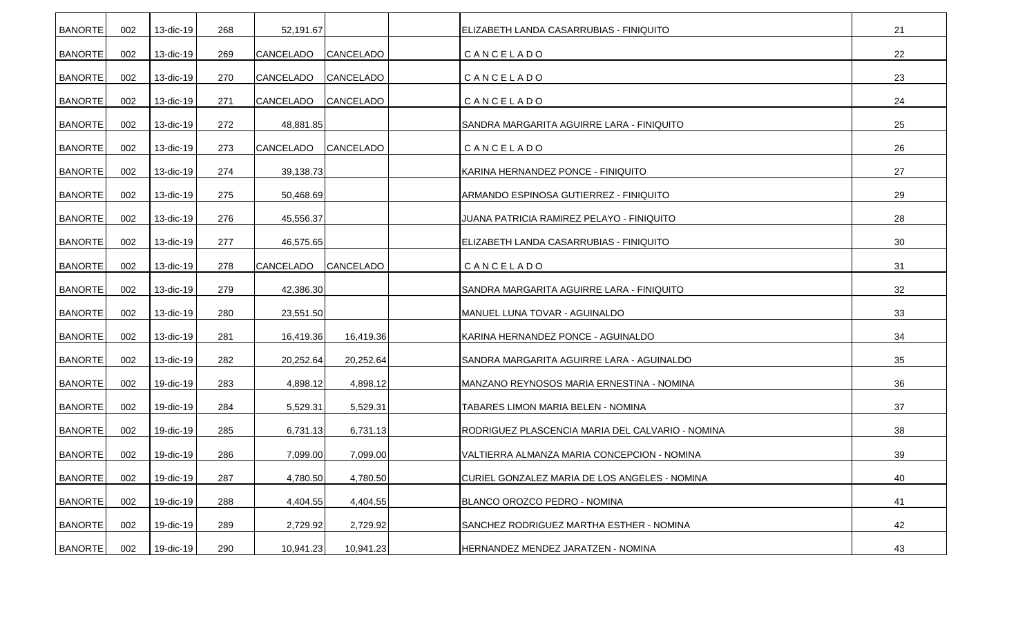| | | | | | | | | |
|---|---|---|---|---|---|---|---|---|
| BANORTE | 002 | 13-dic-19 | 268 | 52,191.67 | | | ELIZABETH LANDA CASARRUBIAS - FINIQUITO | 21 |
| BANORTE | 002 | 13-dic-19 | 269 | CANCELADO | CANCELADO | | C A N C E L A D O | 22 |
| BANORTE | 002 | 13-dic-19 | 270 | CANCELADO | CANCELADO | | C A N C E L A D O | 23 |
| BANORTE | 002 | 13-dic-19 | 271 | CANCELADO | CANCELADO | | C A N C E L A D O | 24 |
| BANORTE | 002 | 13-dic-19 | 272 | 48,881.85 | | | SANDRA MARGARITA AGUIRRE LARA - FINIQUITO | 25 |
| BANORTE | 002 | 13-dic-19 | 273 | CANCELADO | CANCELADO | | C A N C E L A D O | 26 |
| BANORTE | 002 | 13-dic-19 | 274 | 39,138.73 | | | KARINA HERNANDEZ PONCE - FINIQUITO | 27 |
| BANORTE | 002 | 13-dic-19 | 275 | 50,468.69 | | | ARMANDO ESPINOSA GUTIERREZ - FINIQUITO | 29 |
| BANORTE | 002 | 13-dic-19 | 276 | 45,556.37 | | | JUANA PATRICIA RAMIREZ PELAYO - FINIQUITO | 28 |
| BANORTE | 002 | 13-dic-19 | 277 | 46,575.65 | | | ELIZABETH LANDA CASARRUBIAS - FINIQUITO | 30 |
| BANORTE | 002 | 13-dic-19 | 278 | CANCELADO | CANCELADO | | C A N C E L A D O | 31 |
| BANORTE | 002 | 13-dic-19 | 279 | 42,386.30 | | | SANDRA MARGARITA AGUIRRE LARA - FINIQUITO | 32 |
| BANORTE | 002 | 13-dic-19 | 280 | 23,551.50 | | | MANUEL LUNA TOVAR - AGUINALDO | 33 |
| BANORTE | 002 | 13-dic-19 | 281 | 16,419.36 | 16,419.36 | | KARINA HERNANDEZ PONCE - AGUINALDO | 34 |
| BANORTE | 002 | 13-dic-19 | 282 | 20,252.64 | 20,252.64 | | SANDRA MARGARITA AGUIRRE LARA - AGUINALDO | 35 |
| BANORTE | 002 | 19-dic-19 | 283 | 4,898.12 | 4,898.12 | | MANZANO REYNOSOS MARIA ERNESTINA - NOMINA | 36 |
| BANORTE | 002 | 19-dic-19 | 284 | 5,529.31 | 5,529.31 | | TABARES LIMON MARIA BELEN - NOMINA | 37 |
| BANORTE | 002 | 19-dic-19 | 285 | 6,731.13 | 6,731.13 | | RODRIGUEZ PLASCENCIA MARIA DEL CALVARIO - NOMINA | 38 |
| BANORTE | 002 | 19-dic-19 | 286 | 7,099.00 | 7,099.00 | | VALTIERRA ALMANZA MARIA CONCEPCION - NOMINA | 39 |
| BANORTE | 002 | 19-dic-19 | 287 | 4,780.50 | 4,780.50 | | CURIEL GONZALEZ MARIA DE LOS ANGELES - NOMINA | 40 |
| BANORTE | 002 | 19-dic-19 | 288 | 4,404.55 | 4,404.55 | | BLANCO OROZCO PEDRO - NOMINA | 41 |
| BANORTE | 002 | 19-dic-19 | 289 | 2,729.92 | 2,729.92 | | SANCHEZ RODRIGUEZ MARTHA ESTHER - NOMINA | 42 |
| BANORTE | 002 | 19-dic-19 | 290 | 10,941.23 | 10,941.23 | | HERNANDEZ MENDEZ JARATZEN - NOMINA | 43 |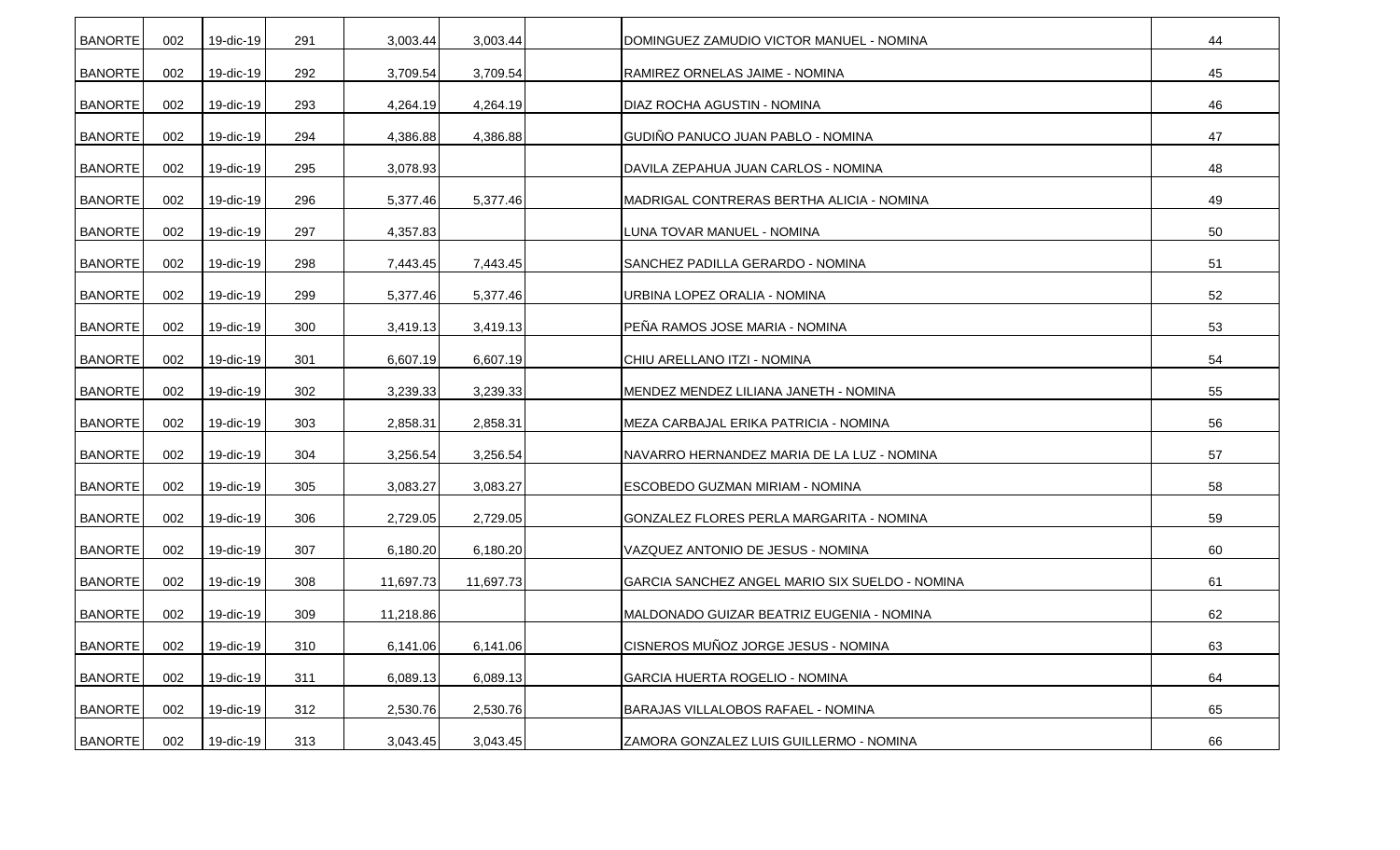| | | | | | | | | |
|---|---|---|---|---|---|---|---|---|
| BANORTE | 002 | 19-dic-19 | 291 | 3,003.44 | 3,003.44 | | DOMINGUEZ ZAMUDIO VICTOR MANUEL - NOMINA | 44 |
| BANORTE | 002 | 19-dic-19 | 292 | 3,709.54 | 3,709.54 | | RAMIREZ ORNELAS JAIME - NOMINA | 45 |
| BANORTE | 002 | 19-dic-19 | 293 | 4,264.19 | 4,264.19 | | DIAZ ROCHA AGUSTIN - NOMINA | 46 |
| BANORTE | 002 | 19-dic-19 | 294 | 4,386.88 | 4,386.88 | | GUDIÑO PANUCO JUAN PABLO - NOMINA | 47 |
| BANORTE | 002 | 19-dic-19 | 295 | 3,078.93 | | | DAVILA ZEPAHUA JUAN CARLOS - NOMINA | 48 |
| BANORTE | 002 | 19-dic-19 | 296 | 5,377.46 | 5,377.46 | | MADRIGAL CONTRERAS BERTHA ALICIA - NOMINA | 49 |
| BANORTE | 002 | 19-dic-19 | 297 | 4,357.83 | | | LUNA TOVAR MANUEL - NOMINA | 50 |
| BANORTE | 002 | 19-dic-19 | 298 | 7,443.45 | 7,443.45 | | SANCHEZ PADILLA GERARDO - NOMINA | 51 |
| BANORTE | 002 | 19-dic-19 | 299 | 5,377.46 | 5,377.46 | | URBINA LOPEZ ORALIA - NOMINA | 52 |
| BANORTE | 002 | 19-dic-19 | 300 | 3,419.13 | 3,419.13 | | PEÑA RAMOS JOSE MARIA - NOMINA | 53 |
| BANORTE | 002 | 19-dic-19 | 301 | 6,607.19 | 6,607.19 | | CHIU ARELLANO ITZI - NOMINA | 54 |
| BANORTE | 002 | 19-dic-19 | 302 | 3,239.33 | 3,239.33 | | MENDEZ MENDEZ LILIANA JANETH - NOMINA | 55 |
| BANORTE | 002 | 19-dic-19 | 303 | 2,858.31 | 2,858.31 | | MEZA CARBAJAL ERIKA PATRICIA - NOMINA | 56 |
| BANORTE | 002 | 19-dic-19 | 304 | 3,256.54 | 3,256.54 | | NAVARRO HERNANDEZ MARIA DE LA LUZ - NOMINA | 57 |
| BANORTE | 002 | 19-dic-19 | 305 | 3,083.27 | 3,083.27 | | ESCOBEDO GUZMAN MIRIAM - NOMINA | 58 |
| BANORTE | 002 | 19-dic-19 | 306 | 2,729.05 | 2,729.05 | | GONZALEZ FLORES PERLA MARGARITA - NOMINA | 59 |
| BANORTE | 002 | 19-dic-19 | 307 | 6,180.20 | 6,180.20 | | VAZQUEZ ANTONIO DE JESUS - NOMINA | 60 |
| BANORTE | 002 | 19-dic-19 | 308 | 11,697.73 | 11,697.73 | | GARCIA SANCHEZ ANGEL MARIO SIX SUELDO - NOMINA | 61 |
| BANORTE | 002 | 19-dic-19 | 309 | 11,218.86 | | | MALDONADO GUIZAR BEATRIZ EUGENIA - NOMINA | 62 |
| BANORTE | 002 | 19-dic-19 | 310 | 6,141.06 | 6,141.06 | | CISNEROS MUÑOZ JORGE JESUS - NOMINA | 63 |
| BANORTE | 002 | 19-dic-19 | 311 | 6,089.13 | 6,089.13 | | GARCIA HUERTA ROGELIO - NOMINA | 64 |
| BANORTE | 002 | 19-dic-19 | 312 | 2,530.76 | 2,530.76 | | BARAJAS VILLALOBOS RAFAEL - NOMINA | 65 |
| BANORTE | 002 | 19-dic-19 | 313 | 3,043.45 | 3,043.45 | | ZAMORA GONZALEZ LUIS GUILLERMO - NOMINA | 66 |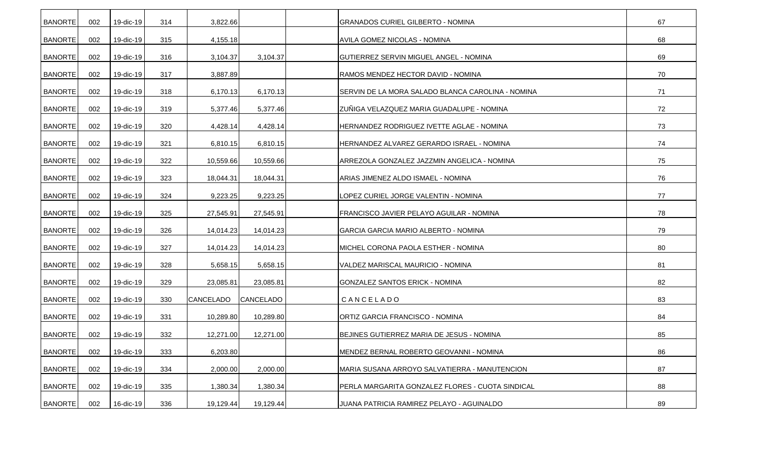| | | | | | | | | |
|---|---|---|---|---|---|---|---|---|
| BANORTE | 002 | 19-dic-19 | 314 | 3,822.66 | | | GRANADOS CURIEL GILBERTO - NOMINA | 67 |
| BANORTE | 002 | 19-dic-19 | 315 | 4,155.18 | | | AVILA GOMEZ NICOLAS - NOMINA | 68 |
| BANORTE | 002 | 19-dic-19 | 316 | 3,104.37 | 3,104.37 | | GUTIERREZ SERVIN MIGUEL ANGEL - NOMINA | 69 |
| BANORTE | 002 | 19-dic-19 | 317 | 3,887.89 | | | RAMOS MENDEZ HECTOR DAVID - NOMINA | 70 |
| BANORTE | 002 | 19-dic-19 | 318 | 6,170.13 | 6,170.13 | | SERVIN DE LA MORA SALADO BLANCA CAROLINA - NOMINA | 71 |
| BANORTE | 002 | 19-dic-19 | 319 | 5,377.46 | 5,377.46 | | ZUÑIGA VELAZQUEZ MARIA GUADALUPE - NOMINA | 72 |
| BANORTE | 002 | 19-dic-19 | 320 | 4,428.14 | 4,428.14 | | HERNANDEZ RODRIGUEZ IVETTE AGLAE - NOMINA | 73 |
| BANORTE | 002 | 19-dic-19 | 321 | 6,810.15 | 6,810.15 | | HERNANDEZ ALVAREZ GERARDO ISRAEL - NOMINA | 74 |
| BANORTE | 002 | 19-dic-19 | 322 | 10,559.66 | 10,559.66 | | ARREZOLA GONZALEZ JAZZMIN ANGELICA - NOMINA | 75 |
| BANORTE | 002 | 19-dic-19 | 323 | 18,044.31 | 18,044.31 | | ARIAS JIMENEZ ALDO ISMAEL - NOMINA | 76 |
| BANORTE | 002 | 19-dic-19 | 324 | 9,223.25 | 9,223.25 | | LOPEZ CURIEL JORGE VALENTIN - NOMINA | 77 |
| BANORTE | 002 | 19-dic-19 | 325 | 27,545.91 | 27,545.91 | | FRANCISCO JAVIER PELAYO AGUILAR - NOMINA | 78 |
| BANORTE | 002 | 19-dic-19 | 326 | 14,014.23 | 14,014.23 | | GARCIA GARCIA MARIO ALBERTO - NOMINA | 79 |
| BANORTE | 002 | 19-dic-19 | 327 | 14,014.23 | 14,014.23 | | MICHEL CORONA PAOLA ESTHER - NOMINA | 80 |
| BANORTE | 002 | 19-dic-19 | 328 | 5,658.15 | 5,658.15 | | VALDEZ MARISCAL MAURICIO - NOMINA | 81 |
| BANORTE | 002 | 19-dic-19 | 329 | 23,085.81 | 23,085.81 | | GONZALEZ SANTOS ERICK - NOMINA | 82 |
| BANORTE | 002 | 19-dic-19 | 330 | CANCELADO | CANCELADO | | C A N C E L A D O | 83 |
| BANORTE | 002 | 19-dic-19 | 331 | 10,289.80 | 10,289.80 | | ORTIZ GARCIA FRANCISCO - NOMINA | 84 |
| BANORTE | 002 | 19-dic-19 | 332 | 12,271.00 | 12,271.00 | | BEJINES GUTIERREZ MARIA DE JESUS - NOMINA | 85 |
| BANORTE | 002 | 19-dic-19 | 333 | 6,203.80 | | | MENDEZ BERNAL ROBERTO GEOVANNI - NOMINA | 86 |
| BANORTE | 002 | 19-dic-19 | 334 | 2,000.00 | 2,000.00 | | MARIA SUSANA ARROYO SALVATIERRA - MANUTENCION | 87 |
| BANORTE | 002 | 19-dic-19 | 335 | 1,380.34 | 1,380.34 | | PERLA MARGARITA GONZALEZ FLORES - CUOTA SINDICAL | 88 |
| BANORTE | 002 | 16-dic-19 | 336 | 19,129.44 | 19,129.44 | | JUANA PATRICIA RAMIREZ PELAYO - AGUINALDO | 89 |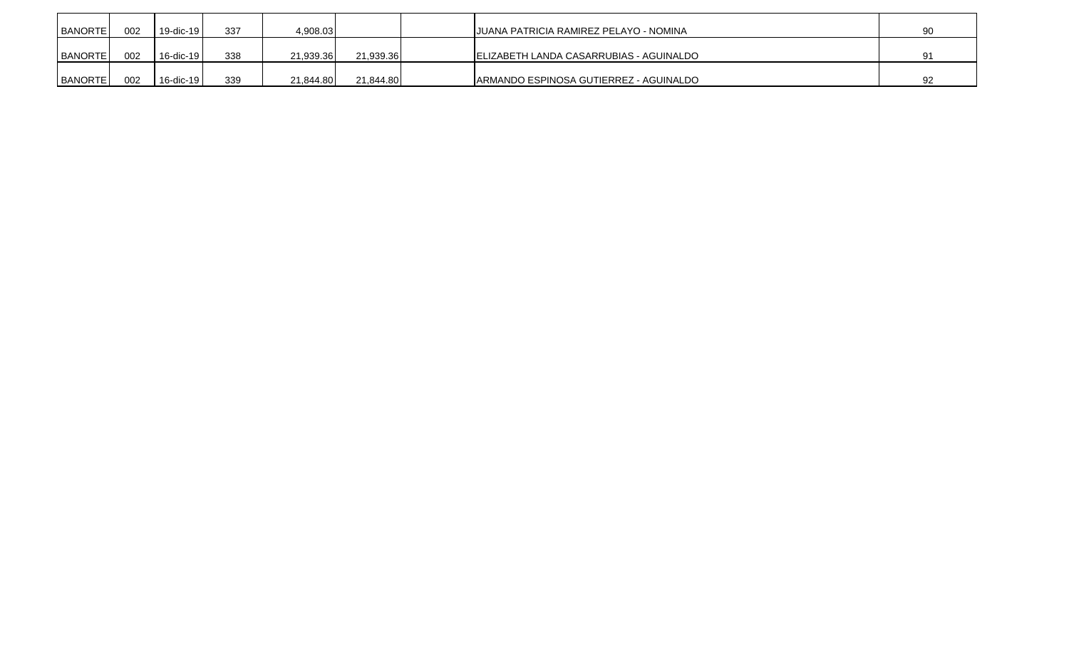| | | | | | | | | |
|---|---|---|---|---|---|---|---|---|
| BANORTE | 002 | 19-dic-19 | 337 | 4,908.03 | | | JUANA PATRICIA RAMIREZ PELAYO - NOMINA | 90 |
| BANORTE | 002 | 16-dic-19 | 338 | 21,939.36 | 21,939.36 | | ELIZABETH LANDA CASARRUBIAS - AGUINALDO | 91 |
| BANORTE | 002 | 16-dic-19 | 339 | 21,844.80 | 21,844.80 | | ARMANDO ESPINOSA GUTIERREZ - AGUINALDO | 92 |